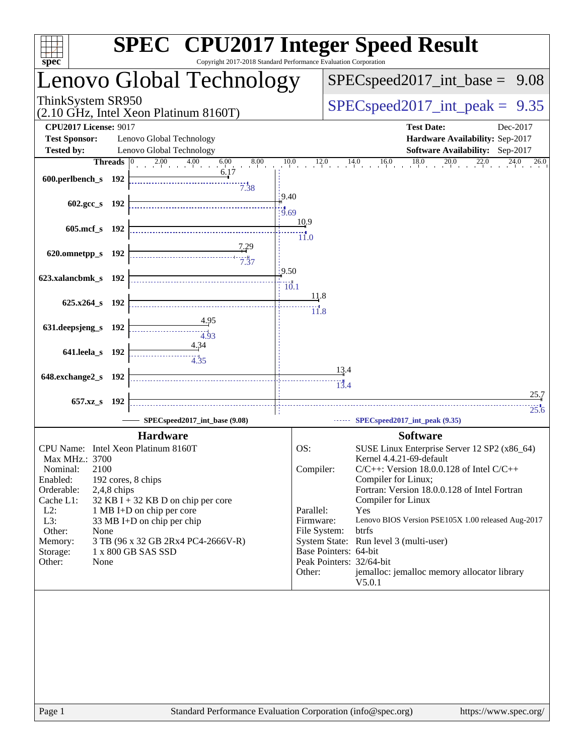# SPEC® CPU2017 Integer Speed Result

Copyright 2017-2018 Standard Performance Evaluation Corporation

## Lenovo Global Technology

ThinkSystem SR950
(2.10 GHz, Intel Xeon Platinum 8160T)

SPECspeed2017_int_base = 9.08

SPECspeed2017_int_peak = 9.35

**CPU2017 License:** 9017
**Test Sponsor:** Lenovo Global Technology
**Tested by:** Lenovo Global Technology

**Test Date:** Dec-2017
**Hardware Availability:** Sep-2017
**Software Availability:** Sep-2017

| Benchmark | Threads | Base | Peak |
|---|---|---|---|
| 600.perlbench_s | 192 | 6.17 | 7.38 |
| 602.gcc_s | 192 | 9.40 | 9.69 |
| 605.mcf_s | 192 | 10.9 | 11.0 |
| 620.omnetpp_s | 192 | 7.29 | 7.37 |
| 623.xalancbmk_s | 192 | 9.50 | 10.1 |
| 625.x264_s | 192 | 11.8 | 11.8 |
| 631.deepsjeng_s | 192 | 4.95 | 4.93 |
| 641.leela_s | 192 | 4.34 | 4.35 |
| 648.exchange2_s | 192 | 13.4 | 13.4 |
| 657.xz_s | 192 | 25.7 | 25.6 |

SPECspeed2017_int_base (9.08) — SPECspeed2017_int_peak (9.35)

### Hardware

| | |
|---|---|
| CPU Name: | Intel Xeon Platinum 8160T |
| Max MHz.: | 3700 |
| Nominal: | 2100 |
| Enabled: | 192 cores, 8 chips |
| Orderable: | 2,4,8 chips |
| Cache L1: | 32 KB I + 32 KB D on chip per core |
| L2: | 1 MB I+D on chip per core |
| L3: | 33 MB I+D on chip per chip |
| Other: | None |
| Memory: | 3 TB (96 x 32 GB 2Rx4 PC4-2666V-R) |
| Storage: | 1 x 800 GB SAS SSD |
| Other: | None |

### Software

| | |
|---|---|
| OS: | SUSE Linux Enterprise Server 12 SP2 (x86_64) Kernel 4.4.21-69-default |
| Compiler: | C/C++: Version 18.0.0.128 of Intel C/C++ Compiler for Linux; Fortran: Version 18.0.0.128 of Intel Fortran Compiler for Linux |
| Parallel: | Yes |
| Firmware: | Lenovo BIOS Version PSE105X 1.00 released Aug-2017 |
| File System: | btrfs |
| System State: | Run level 3 (multi-user) |
| Base Pointers: | 64-bit |
| Peak Pointers: | 32/64-bit |
| Other: | jemalloc: jemalloc memory allocator library V5.0.1 |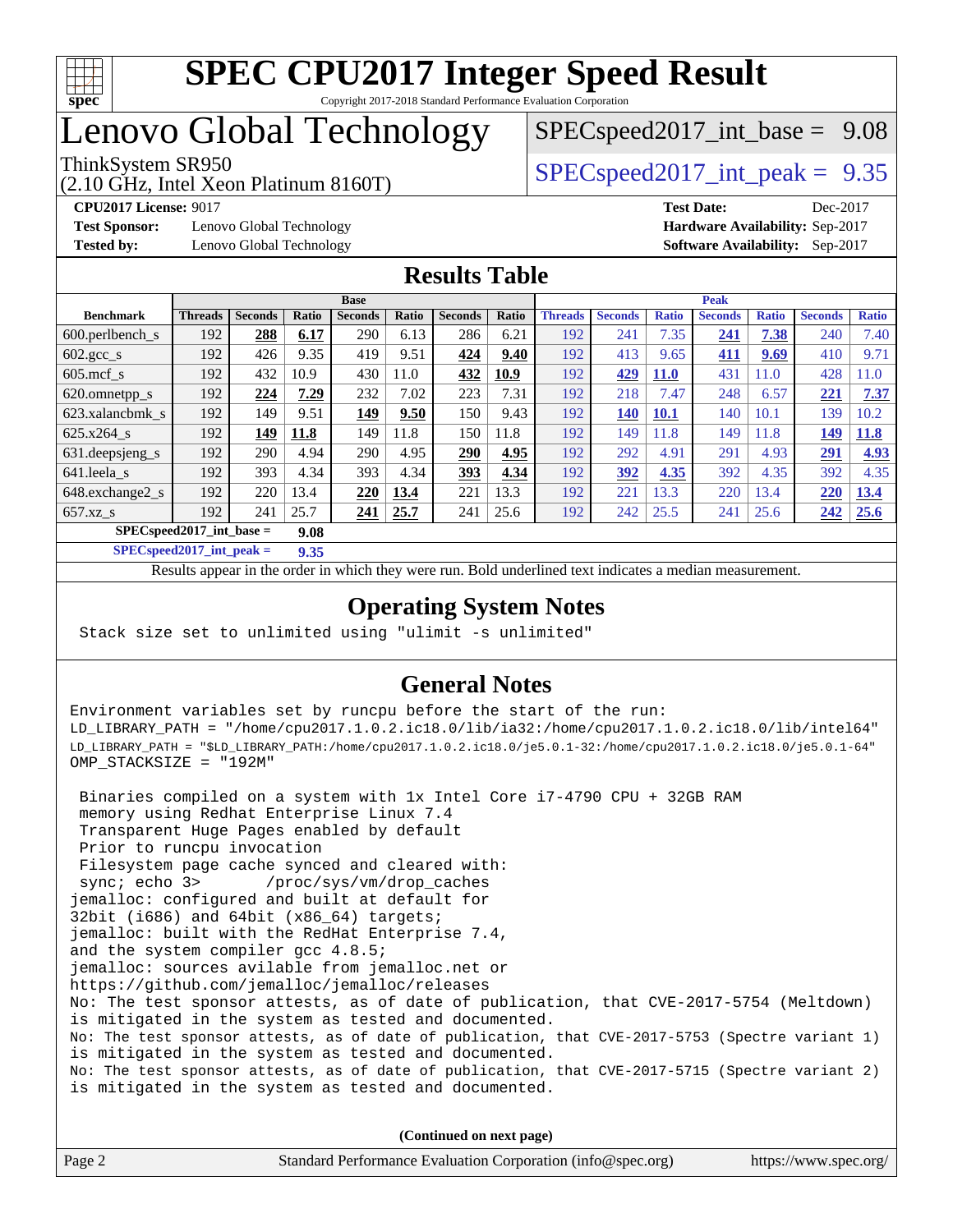# SPEC CPU2017 Integer Speed Result

Copyright 2017-2018 Standard Performance Evaluation Corporation

# Lenovo Global Technology

ThinkSystem SR950
(2.10 GHz, Intel Xeon Platinum 8160T)

SPECspeed2017_int_base = 9.08

SPECspeed2017_int_peak = 9.35

**CPU2017 License:** 9017
**Test Sponsor:** Lenovo Global Technology
**Tested by:** Lenovo Global Technology

**Test Date:** Dec-2017
**Hardware Availability:** Sep-2017
**Software Availability:** Sep-2017

## Results Table

| Benchmark | Base | | | | | | | Peak | | | | | | |
|---|---|---|---|---|---|---|---|---|---|---|---|---|---|---|
| | Threads | Seconds | Ratio | Seconds | Ratio | Seconds | Ratio | Threads | Seconds | Ratio | Seconds | Ratio | Seconds | Ratio |
| 600.perlbench_s | 192 | **288** | **6.17** | 290 | 6.13 | 286 | 6.21 | 192 | 241 | 7.35 | **241** | **7.38** | 240 | 7.40 |
| 602.gcc_s | 192 | 426 | 9.35 | 419 | 9.51 | **424** | **9.40** | 192 | 413 | 9.65 | **411** | **9.69** | 410 | 9.71 |
| 605.mcf_s | 192 | 432 | 10.9 | 430 | 11.0 | **432** | **10.9** | 192 | **429** | **11.0** | 431 | 11.0 | 428 | 11.0 |
| 620.omnetpp_s | 192 | **224** | **7.29** | 232 | 7.02 | 223 | 7.31 | 192 | 218 | 7.47 | 248 | 6.57 | **221** | **7.37** |
| 623.xalancbmk_s | 192 | 149 | 9.51 | **149** | **9.50** | 150 | 9.43 | 192 | **140** | **10.1** | 140 | 10.1 | 139 | 10.2 |
| 625.x264_s | 192 | **149** | **11.8** | 149 | 11.8 | 150 | 11.8 | 192 | 149 | 11.8 | 149 | 11.8 | **149** | **11.8** |
| 631.deepsjeng_s | 192 | 290 | 4.94 | 290 | 4.95 | **290** | **4.95** | 192 | 292 | 4.91 | 291 | 4.93 | **291** | **4.93** |
| 641.leela_s | 192 | 393 | 4.34 | 393 | 4.34 | **393** | **4.34** | 192 | **392** | **4.35** | 392 | 4.35 | 392 | 4.35 |
| 648.exchange2_s | 192 | 220 | 13.4 | **220** | **13.4** | 221 | 13.3 | 192 | 221 | 13.3 | 220 | 13.4 | **220** | **13.4** |
| 657.xz_s | 192 | 241 | 25.7 | **241** | **25.7** | 241 | 25.6 | 192 | 242 | 25.5 | 241 | 25.6 | **242** | **25.6** |

**SPECspeed2017_int_base = 9.08**

**SPECspeed2017_int_peak = 9.35**

Results appear in the order in which they were run. Bold underlined text indicates a median measurement.

## Operating System Notes

```
Stack size set to unlimited using "ulimit -s unlimited"
```

## General Notes

```
Environment variables set by runcpu before the start of the run:
LD_LIBRARY_PATH = "/home/cpu2017.1.0.2.ic18.0/lib/ia32:/home/cpu2017.1.0.2.ic18.0/lib/intel64"
LD_LIBRARY_PATH = "$LD_LIBRARY_PATH:/home/cpu2017.1.0.2.ic18.0/je5.0.1-32:/home/cpu2017.1.0.2.ic18.0/je5.0.1-64"
OMP_STACKSIZE = "192M"

 Binaries compiled on a system with 1x Intel Core i7-4790 CPU + 32GB RAM
 memory using Redhat Enterprise Linux 7.4
 Transparent Huge Pages enabled by default
 Prior to runcpu invocation
 Filesystem page cache synced and cleared with:
 sync; echo 3>       /proc/sys/vm/drop_caches
jemalloc: configured and built at default for
32bit (i686) and 64bit (x86_64) targets;
jemalloc: built with the RedHat Enterprise 7.4,
and the system compiler gcc 4.8.5;
jemalloc: sources avilable from jemalloc.net or
https://github.com/jemalloc/jemalloc/releases
No: The test sponsor attests, as of date of publication, that CVE-2017-5754 (Meltdown)
is mitigated in the system as tested and documented.
No: The test sponsor attests, as of date of publication, that CVE-2017-5753 (Spectre variant 1)
is mitigated in the system as tested and documented.
No: The test sponsor attests, as of date of publication, that CVE-2017-5715 (Spectre variant 2)
is mitigated in the system as tested and documented.
```

(Continued on next page)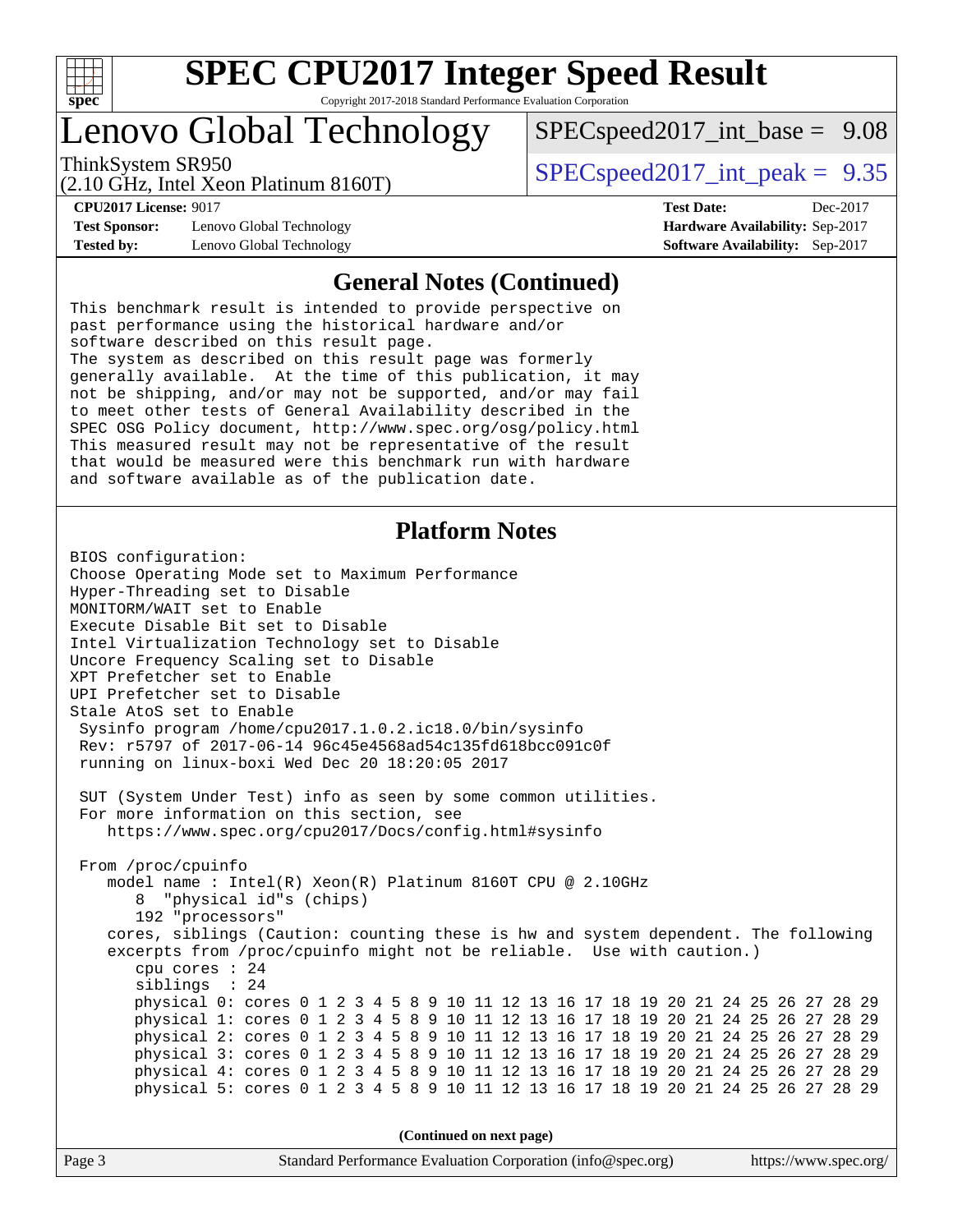# SPEC CPU2017 Integer Speed Result

Copyright 2017-2018 Standard Performance Evaluation Corporation

## Lenovo Global Technology

ThinkSystem SR950
(2.10 GHz, Intel Xeon Platinum 8160T)

SPECspeed2017_int_base = 9.08

SPECspeed2017_int_peak = 9.35

**CPU2017 License:** 9017
**Test Sponsor:** Lenovo Global Technology
**Tested by:** Lenovo Global Technology

**Test Date:** Dec-2017
**Hardware Availability:** Sep-2017
**Software Availability:** Sep-2017

### General Notes (Continued)

```
This benchmark result is intended to provide perspective on
past performance using the historical hardware and/or
software described on this result page.
The system as described on this result page was formerly
generally available.  At the time of this publication, it may
not be shipping, and/or may not be supported, and/or may fail
to meet other tests of General Availability described in the
SPEC OSG Policy document, http://www.spec.org/osg/policy.html
This measured result may not be representative of the result
that would be measured were this benchmark run with hardware
and software available as of the publication date.
```

### Platform Notes

```
BIOS configuration:
Choose Operating Mode set to Maximum Performance
Hyper-Threading set to Disable
MONITORM/WAIT set to Enable
Execute Disable Bit set to Disable
Intel Virtualization Technology set to Disable
Uncore Frequency Scaling set to Disable
XPT Prefetcher set to Enable
UPI Prefetcher set to Disable
Stale AtoS set to Enable
 Sysinfo program /home/cpu2017.1.0.2.ic18.0/bin/sysinfo
 Rev: r5797 of 2017-06-14 96c45e4568ad54c135fd618bcc091c0f
 running on linux-boxi Wed Dec 20 18:20:05 2017

 SUT (System Under Test) info as seen by some common utilities.
 For more information on this section, see
    https://www.spec.org/cpu2017/Docs/config.html#sysinfo

 From /proc/cpuinfo
    model name : Intel(R) Xeon(R) Platinum 8160T CPU @ 2.10GHz
       8  "physical id"s (chips)
       192 "processors"
    cores, siblings (Caution: counting these is hw and system dependent. The following
    excerpts from /proc/cpuinfo might not be reliable.  Use with caution.)
       cpu cores : 24
       siblings  : 24
       physical 0: cores 0 1 2 3 4 5 8 9 10 11 12 13 16 17 18 19 20 21 24 25 26 27 28 29
       physical 1: cores 0 1 2 3 4 5 8 9 10 11 12 13 16 17 18 19 20 21 24 25 26 27 28 29
       physical 2: cores 0 1 2 3 4 5 8 9 10 11 12 13 16 17 18 19 20 21 24 25 26 27 28 29
       physical 3: cores 0 1 2 3 4 5 8 9 10 11 12 13 16 17 18 19 20 21 24 25 26 27 28 29
       physical 4: cores 0 1 2 3 4 5 8 9 10 11 12 13 16 17 18 19 20 21 24 25 26 27 28 29
       physical 5: cores 0 1 2 3 4 5 8 9 10 11 12 13 16 17 18 19 20 21 24 25 26 27 28 29
```

(Continued on next page)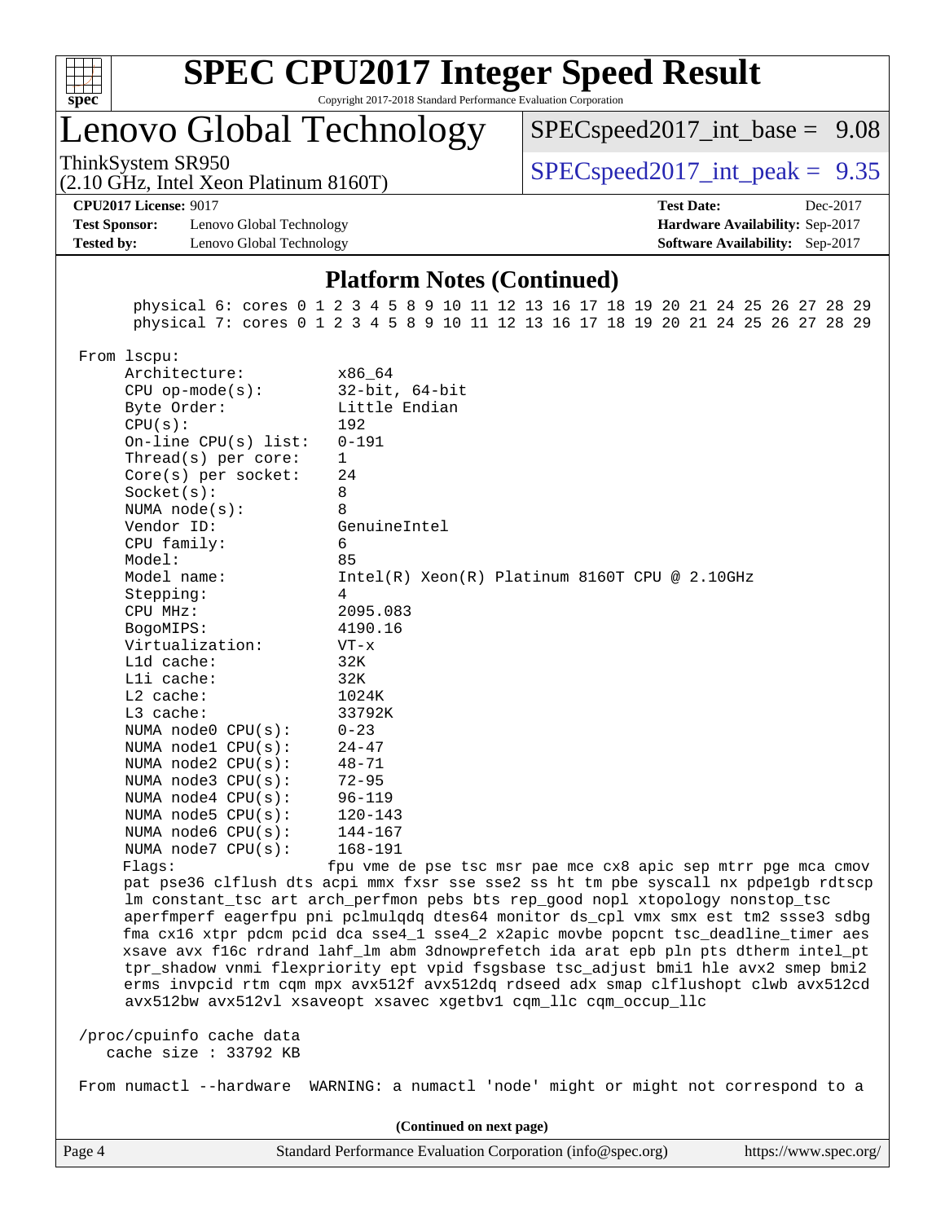## Platform Notes (Continued)

```
        physical 6: cores 0 1 2 3 4 5 8 9 10 11 12 13 16 17 18 19 20 21 24 25 26 27 28 29
        physical 7: cores 0 1 2 3 4 5 8 9 10 11 12 13 16 17 18 19 20 21 24 25 26 27 28 29

 From lscpu:
      Architecture:          x86_64
      CPU op-mode(s):        32-bit, 64-bit
      Byte Order:            Little Endian
      CPU(s):                192
      On-line CPU(s) list:   0-191
      Thread(s) per core:    1
      Core(s) per socket:    24
      Socket(s):             8
      NUMA node(s):          8
      Vendor ID:             GenuineIntel
      CPU family:            6
      Model:                 85
      Model name:            Intel(R) Xeon(R) Platinum 8160T CPU @ 2.10GHz
      Stepping:              4
      CPU MHz:               2095.083
      BogoMIPS:              4190.16
      Virtualization:        VT-x
      L1d cache:             32K
      L1i cache:             32K
      L2 cache:              1024K
      L3 cache:              33792K
      NUMA node0 CPU(s):     0-23
      NUMA node1 CPU(s):     24-47
      NUMA node2 CPU(s):     48-71
      NUMA node3 CPU(s):     72-95
      NUMA node4 CPU(s):     96-119
      NUMA node5 CPU(s):     120-143
      NUMA node6 CPU(s):     144-167
      NUMA node7 CPU(s):     168-191
      Flags:                 fpu vme de pse tsc msr pae mce cx8 apic sep mtrr pge mca cmov
      pat pse36 clflush dts acpi mmx fxsr sse sse2 ss ht tm pbe syscall nx pdpe1gb rdtscp
      lm constant_tsc art arch_perfmon pebs bts rep_good nopl xtopology nonstop_tsc
      aperfmperf eagerfpu pni pclmulqdq dtes64 monitor ds_cpl vmx smx est tm2 ssse3 sdbg
      fma cx16 xtpr pdcm pcid dca sse4_1 sse4_2 x2apic movbe popcnt tsc_deadline_timer aes
      xsave avx f16c rdrand lahf_lm abm 3dnowprefetch ida arat epb pln pts dtherm intel_pt
      tpr_shadow vnmi flexpriority ept vpid fsgsbase tsc_adjust bmi1 hle avx2 smep bmi2
      erms invpcid rtm cqm mpx avx512f avx512dq rdseed adx smap clflushopt clwb avx512cd
      avx512bw avx512vl xsaveopt xsavec xgetbv1 cqm_llc cqm_occup_llc

 /proc/cpuinfo cache data
    cache size : 33792 KB

 From numactl --hardware  WARNING: a numactl 'node' might or might not correspond to a
```

(Continued on next page)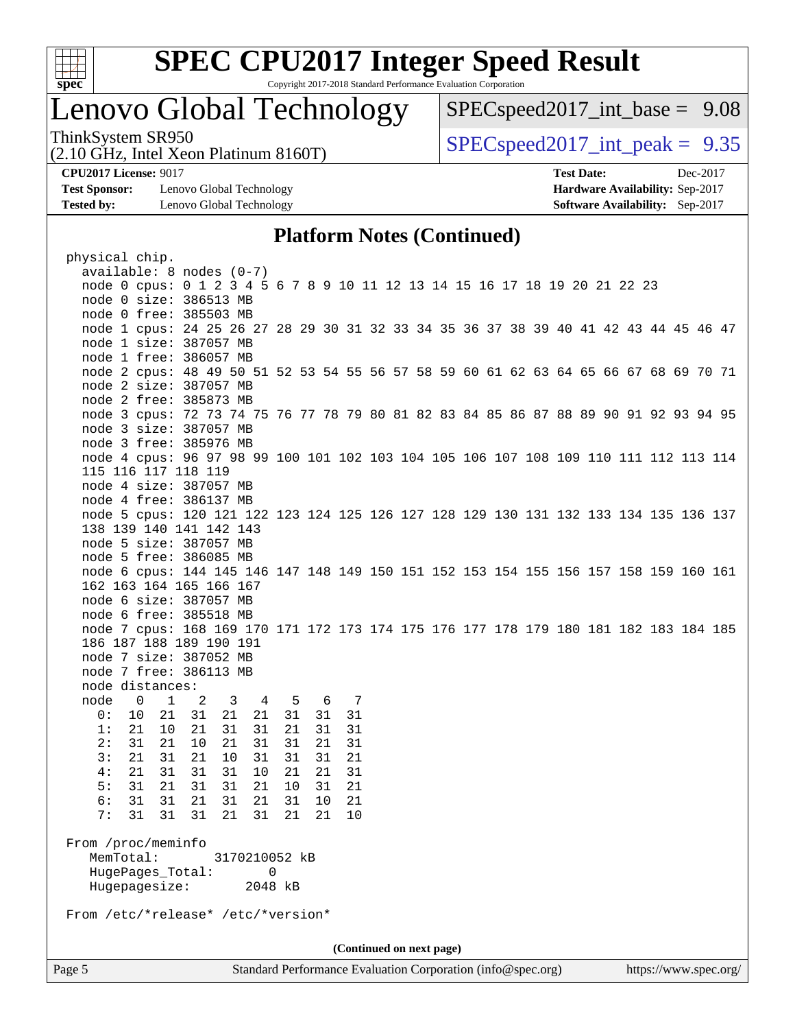# SPEC CPU2017 Integer Speed Result

Copyright 2017-2018 Standard Performance Evaluation Corporation

## Lenovo Global Technology

ThinkSystem SR950
(2.10 GHz, Intel Xeon Platinum 8160T)

SPECspeed2017_int_base = 9.08

SPECspeed2017_int_peak = 9.35

**CPU2017 License:** 9017
**Test Sponsor:** Lenovo Global Technology
**Tested by:** Lenovo Global Technology

**Test Date:** Dec-2017
**Hardware Availability:** Sep-2017
**Software Availability:** Sep-2017

### Platform Notes (Continued)

```
physical chip.
  available: 8 nodes (0-7)
  node 0 cpus: 0 1 2 3 4 5 6 7 8 9 10 11 12 13 14 15 16 17 18 19 20 21 22 23
  node 0 size: 386513 MB
  node 0 free: 385503 MB
  node 1 cpus: 24 25 26 27 28 29 30 31 32 33 34 35 36 37 38 39 40 41 42 43 44 45 46 47
  node 1 size: 387057 MB
  node 1 free: 386057 MB
  node 2 cpus: 48 49 50 51 52 53 54 55 56 57 58 59 60 61 62 63 64 65 66 67 68 69 70 71
  node 2 size: 387057 MB
  node 2 free: 385873 MB
  node 3 cpus: 72 73 74 75 76 77 78 79 80 81 82 83 84 85 86 87 88 89 90 91 92 93 94 95
  node 3 size: 387057 MB
  node 3 free: 385976 MB
  node 4 cpus: 96 97 98 99 100 101 102 103 104 105 106 107 108 109 110 111 112 113 114
  115 116 117 118 119
  node 4 size: 387057 MB
  node 4 free: 386137 MB
  node 5 cpus: 120 121 122 123 124 125 126 127 128 129 130 131 132 133 134 135 136 137
  138 139 140 141 142 143
  node 5 size: 387057 MB
  node 5 free: 386085 MB
  node 6 cpus: 144 145 146 147 148 149 150 151 152 153 154 155 156 157 158 159 160 161
  162 163 164 165 166 167
  node 6 size: 387057 MB
  node 6 free: 385518 MB
  node 7 cpus: 168 169 170 171 172 173 174 175 176 177 178 179 180 181 182 183 184 185
  186 187 188 189 190 191
  node 7 size: 387052 MB
  node 7 free: 386113 MB
  node distances:
  node   0   1   2   3   4   5   6   7
    0:  10  21  31  21  21  31  31  31
    1:  21  10  21  31  31  21  31  31
    2:  31  21  10  21  31  31  21  31
    3:  21  31  21  10  31  31  31  21
    4:  21  31  31  31  10  21  21  31
    5:  31  21  31  31  21  10  31  21
    6:  31  31  21  31  21  31  10  21
    7:  31  31  31  21  31  21  21  10

From /proc/meminfo
   MemTotal:       3170210052 kB
   HugePages_Total:       0
   Hugepagesize:       2048 kB

From /etc/*release* /etc/*version*
```

(Continued on next page)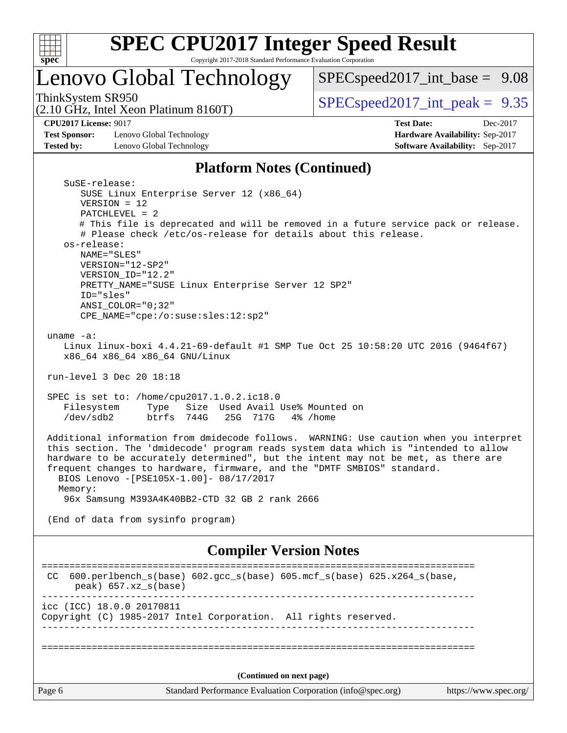## Platform Notes (Continued)

```
   SuSE-release:
      SUSE Linux Enterprise Server 12 (x86_64)
      VERSION = 12
      PATCHLEVEL = 2
      # This file is deprecated and will be removed in a future service pack or release.
      # Please check /etc/os-release for details about this release.
   os-release:
      NAME="SLES"
      VERSION="12-SP2"
      VERSION_ID="12.2"
      PRETTY_NAME="SUSE Linux Enterprise Server 12 SP2"
      ID="sles"
      ANSI_COLOR="0;32"
      CPE_NAME="cpe:/o:suse:sles:12:sp2"

uname -a:
   Linux linux-boxi 4.4.21-69-default #1 SMP Tue Oct 25 10:58:20 UTC 2016 (9464f67)
   x86_64 x86_64 x86_64 GNU/Linux

run-level 3 Dec 20 18:18

SPEC is set to: /home/cpu2017.1.0.2.ic18.0
   Filesystem     Type   Size  Used Avail Use% Mounted on
   /dev/sdb2      btrfs  744G   25G  717G   4% /home

Additional information from dmidecode follows.  WARNING: Use caution when you interpret
this section. The 'dmidecode' program reads system data which is "intended to allow
hardware to be accurately determined", but the intent may not be met, as there are
frequent changes to hardware, firmware, and the "DMTF SMBIOS" standard.
  BIOS Lenovo -[PSE105X-1.00]- 08/17/2017
  Memory:
   96x Samsung M393A4K40BB2-CTD 32 GB 2 rank 2666

(End of data from sysinfo program)
```

## Compiler Version Notes

```
==============================================================================
 CC  600.perlbench_s(base) 602.gcc_s(base) 605.mcf_s(base) 625.x264_s(base,
      peak) 657.xz_s(base)
------------------------------------------------------------------------------
icc (ICC) 18.0.0 20170811
Copyright (C) 1985-2017 Intel Corporation.  All rights reserved.
------------------------------------------------------------------------------

==============================================================================
```

(Continued on next page)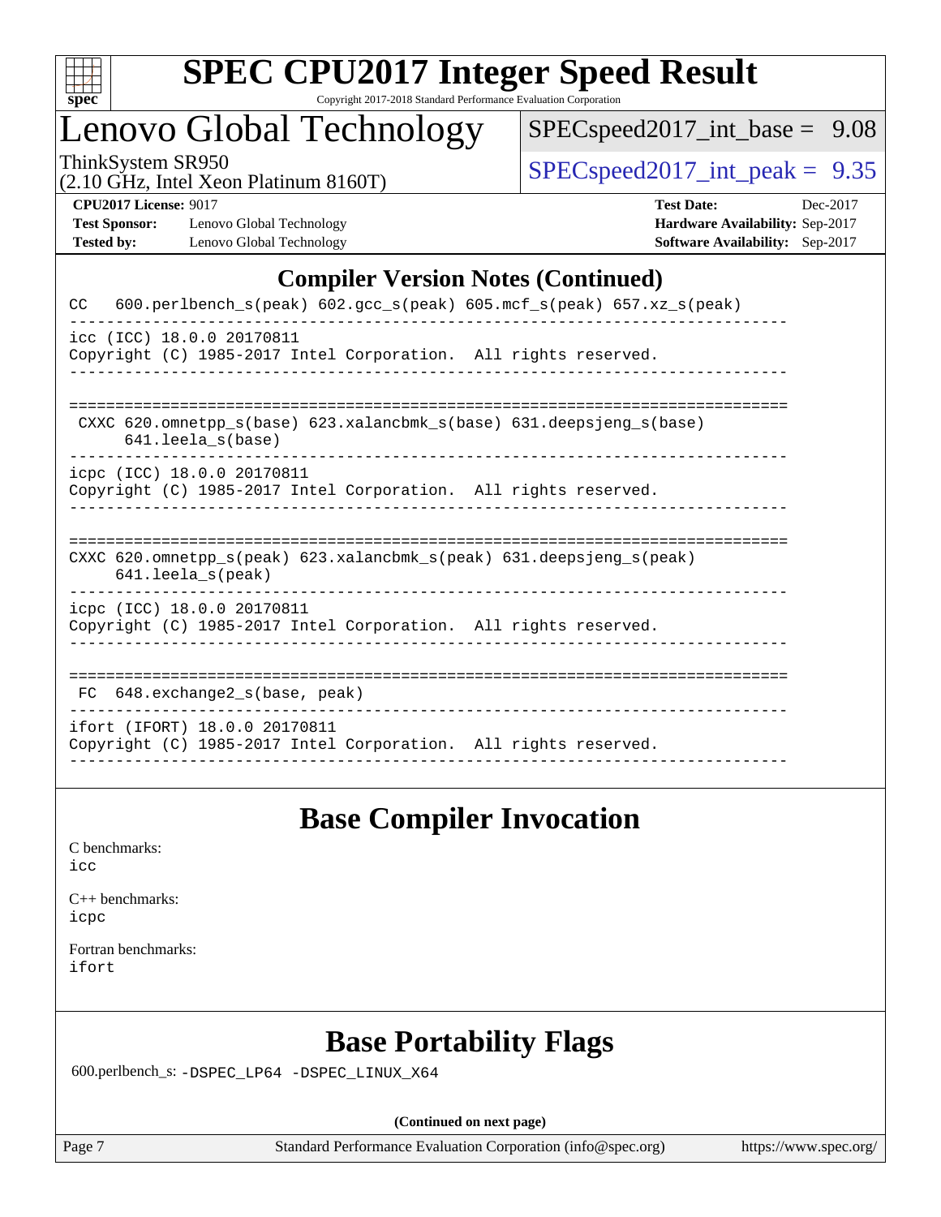## Compiler Version Notes (Continued)

```
CC   600.perlbench_s(peak) 602.gcc_s(peak) 605.mcf_s(peak) 657.xz_s(peak)
------------------------------------------------------------------------------
icc (ICC) 18.0.0 20170811
Copyright (C) 1985-2017 Intel Corporation.  All rights reserved.
------------------------------------------------------------------------------

==============================================================================
 CXXC 620.omnetpp_s(base) 623.xalancbmk_s(base) 631.deepsjeng_s(base)
      641.leela_s(base)
------------------------------------------------------------------------------
icpc (ICC) 18.0.0 20170811
Copyright (C) 1985-2017 Intel Corporation.  All rights reserved.
------------------------------------------------------------------------------

==============================================================================
CXXC 620.omnetpp_s(peak) 623.xalancbmk_s(peak) 631.deepsjeng_s(peak)
     641.leela_s(peak)
------------------------------------------------------------------------------
icpc (ICC) 18.0.0 20170811
Copyright (C) 1985-2017 Intel Corporation.  All rights reserved.
------------------------------------------------------------------------------

==============================================================================
 FC  648.exchange2_s(base, peak)
------------------------------------------------------------------------------
ifort (IFORT) 18.0.0 20170811
Copyright (C) 1985-2017 Intel Corporation.  All rights reserved.
------------------------------------------------------------------------------
```

## Base Compiler Invocation

C benchmarks:
icc

C++ benchmarks:
icpc

Fortran benchmarks:
ifort

## Base Portability Flags

600.perlbench_s: -DSPEC_LP64 -DSPEC_LINUX_X64

(Continued on next page)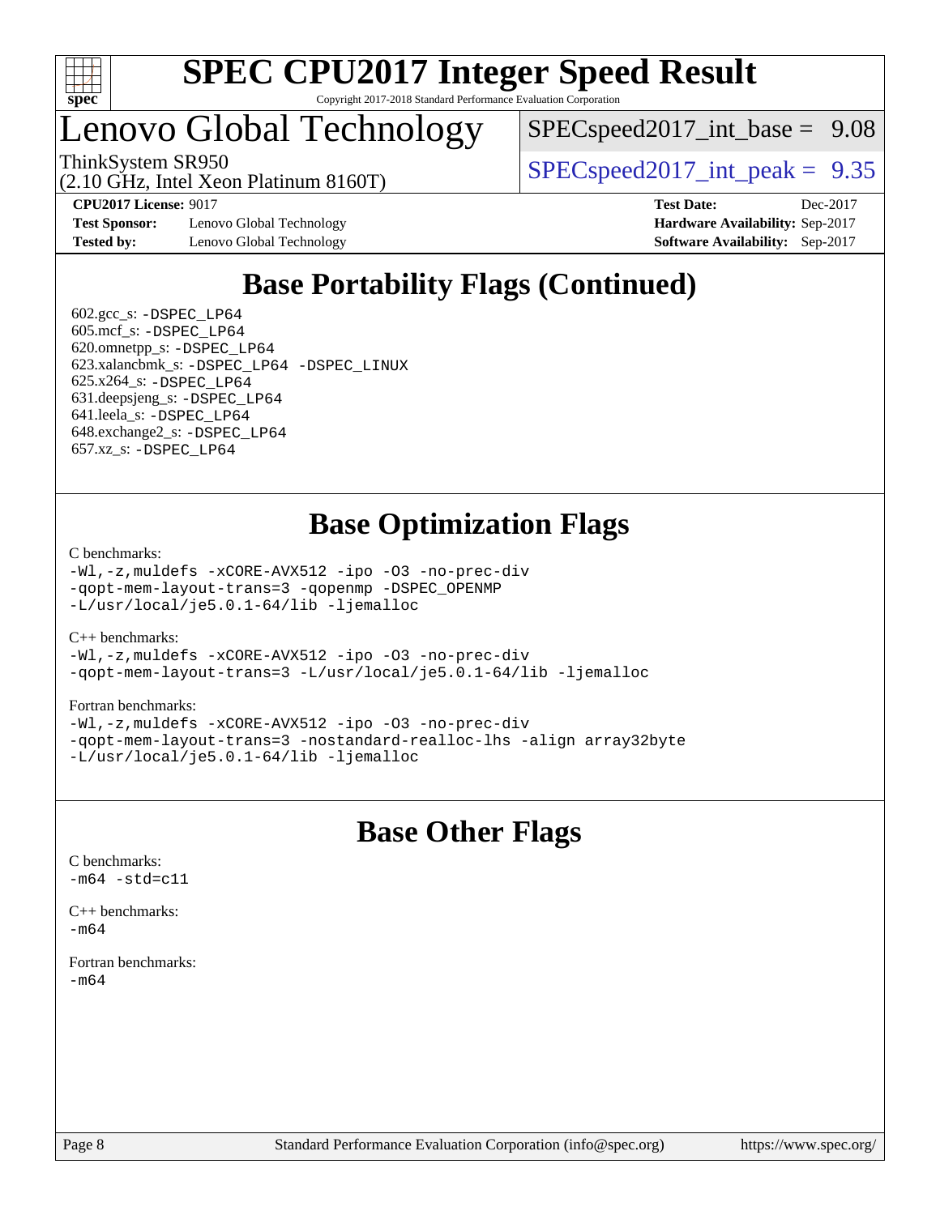# Lenovo Global Technology

ThinkSystem SR950
(2.10 GHz, Intel Xeon Platinum 8160T)

SPECspeed2017_int_base = 9.08

SPECspeed2017_int_peak = 9.35

**CPU2017 License:** 9017
**Test Sponsor:** Lenovo Global Technology
**Tested by:** Lenovo Global Technology

**Test Date:** Dec-2017
**Hardware Availability:** Sep-2017
**Software Availability:** Sep-2017

## Base Portability Flags (Continued)

602.gcc_s: -DSPEC_LP64
605.mcf_s: -DSPEC_LP64
620.omnetpp_s: -DSPEC_LP64
623.xalancbmk_s: -DSPEC_LP64 -DSPEC_LINUX
625.x264_s: -DSPEC_LP64
631.deepsjeng_s: -DSPEC_LP64
641.leela_s: -DSPEC_LP64
648.exchange2_s: -DSPEC_LP64
657.xz_s: -DSPEC_LP64

## Base Optimization Flags

C benchmarks:
```
-Wl,-z,muldefs -xCORE-AVX512 -ipo -O3 -no-prec-div
-qopt-mem-layout-trans=3 -qopenmp -DSPEC_OPENMP
-L/usr/local/je5.0.1-64/lib -ljemalloc
```

C++ benchmarks:
```
-Wl,-z,muldefs -xCORE-AVX512 -ipo -O3 -no-prec-div
-qopt-mem-layout-trans=3 -L/usr/local/je5.0.1-64/lib -ljemalloc
```

Fortran benchmarks:
```
-Wl,-z,muldefs -xCORE-AVX512 -ipo -O3 -no-prec-div
-qopt-mem-layout-trans=3 -nostandard-realloc-lhs -align array32byte
-L/usr/local/je5.0.1-64/lib -ljemalloc
```

## Base Other Flags

C benchmarks:
```
-m64 -std=c11
```

C++ benchmarks:
```
-m64
```

Fortran benchmarks:
```
-m64
```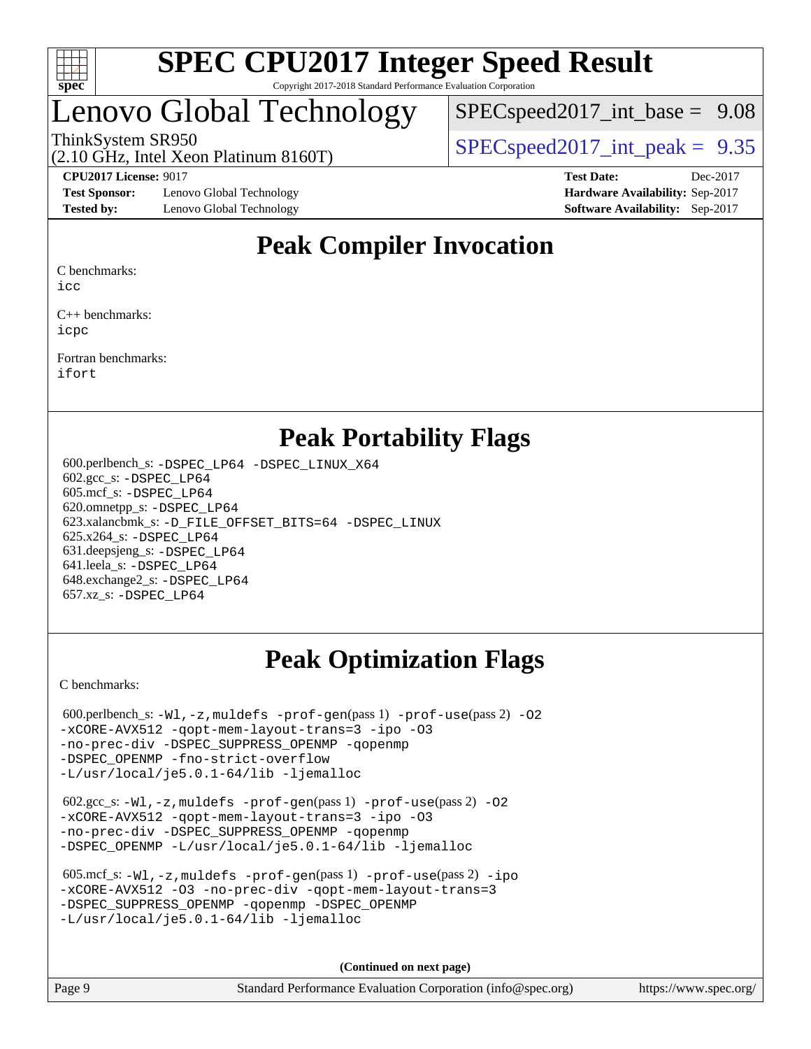# SPEC CPU2017 Integer Speed Result

Copyright 2017-2018 Standard Performance Evaluation Corporation

# Lenovo Global Technology

ThinkSystem SR950
(2.10 GHz, Intel Xeon Platinum 8160T)

SPECspeed2017_int_base = 9.08

SPECspeed2017_int_peak = 9.35

**CPU2017 License:** 9017
**Test Sponsor:** Lenovo Global Technology
**Tested by:** Lenovo Global Technology

**Test Date:** Dec-2017
**Hardware Availability:** Sep-2017
**Software Availability:** Sep-2017

## Peak Compiler Invocation

C benchmarks:
icc

C++ benchmarks:
icpc

Fortran benchmarks:
ifort

## Peak Portability Flags

600.perlbench_s: -DSPEC_LP64 -DSPEC_LINUX_X64
602.gcc_s: -DSPEC_LP64
605.mcf_s: -DSPEC_LP64
620.omnetpp_s: -DSPEC_LP64
623.xalancbmk_s: -D_FILE_OFFSET_BITS=64 -DSPEC_LINUX
625.x264_s: -DSPEC_LP64
631.deepsjeng_s: -DSPEC_LP64
641.leela_s: -DSPEC_LP64
648.exchange2_s: -DSPEC_LP64
657.xz_s: -DSPEC_LP64

## Peak Optimization Flags

C benchmarks:

600.perlbench_s: -Wl,-z,muldefs -prof-gen(pass 1) -prof-use(pass 2) -O2 -xCORE-AVX512 -qopt-mem-layout-trans=3 -ipo -O3 -no-prec-div -DSPEC_SUPPRESS_OPENMP -qopenmp -DSPEC_OPENMP -fno-strict-overflow -L/usr/local/je5.0.1-64/lib -ljemalloc

602.gcc_s: -Wl,-z,muldefs -prof-gen(pass 1) -prof-use(pass 2) -O2 -xCORE-AVX512 -qopt-mem-layout-trans=3 -ipo -O3 -no-prec-div -DSPEC_SUPPRESS_OPENMP -qopenmp -DSPEC_OPENMP -L/usr/local/je5.0.1-64/lib -ljemalloc

605.mcf_s: -Wl,-z,muldefs -prof-gen(pass 1) -prof-use(pass 2) -ipo -xCORE-AVX512 -O3 -no-prec-div -qopt-mem-layout-trans=3 -DSPEC_SUPPRESS_OPENMP -qopenmp -DSPEC_OPENMP -L/usr/local/je5.0.1-64/lib -ljemalloc

**(Continued on next page)**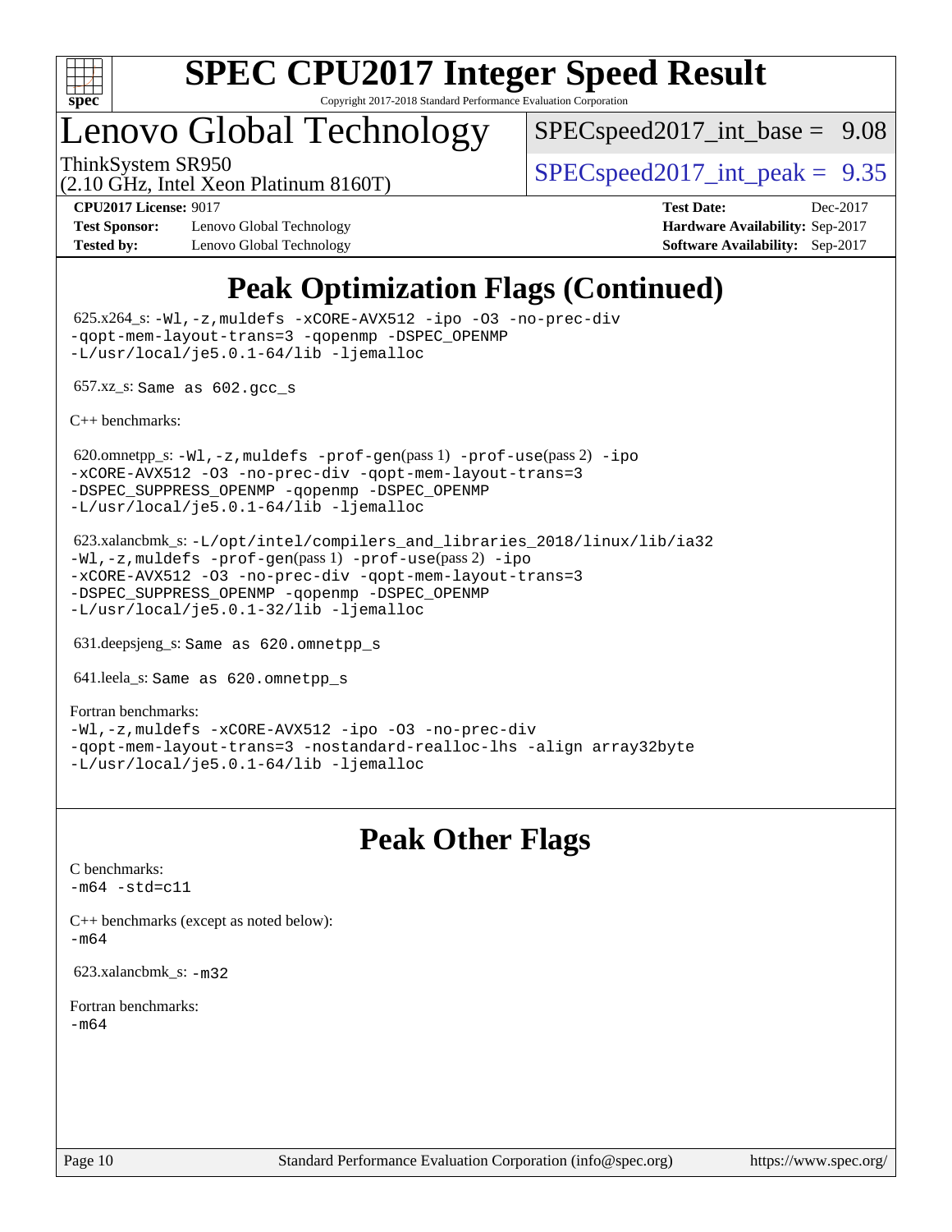# SPEC CPU2017 Integer Speed Result

Copyright 2017-2018 Standard Performance Evaluation Corporation

## Lenovo Global Technology

ThinkSystem SR950
(2.10 GHz, Intel Xeon Platinum 8160T)

SPECspeed2017_int_base = 9.08

SPECspeed2017_int_peak = 9.35

**CPU2017 License:** 9017
**Test Sponsor:** Lenovo Global Technology
**Tested by:** Lenovo Global Technology

**Test Date:** Dec-2017
**Hardware Availability:** Sep-2017
**Software Availability:** Sep-2017

## Peak Optimization Flags (Continued)

625.x264_s: -Wl,-z,muldefs -xCORE-AVX512 -ipo -O3 -no-prec-div -qopt-mem-layout-trans=3 -qopenmp -DSPEC_OPENMP -L/usr/local/je5.0.1-64/lib -ljemalloc

657.xz_s: Same as 602.gcc_s

C++ benchmarks:

620.omnetpp_s: -Wl,-z,muldefs -prof-gen(pass 1) -prof-use(pass 2) -ipo -xCORE-AVX512 -O3 -no-prec-div -qopt-mem-layout-trans=3 -DSPEC_SUPPRESS_OPENMP -qopenmp -DSPEC_OPENMP -L/usr/local/je5.0.1-64/lib -ljemalloc

623.xalancbmk_s: -L/opt/intel/compilers_and_libraries_2018/linux/lib/ia32 -Wl,-z,muldefs -prof-gen(pass 1) -prof-use(pass 2) -ipo -xCORE-AVX512 -O3 -no-prec-div -qopt-mem-layout-trans=3 -DSPEC_SUPPRESS_OPENMP -qopenmp -DSPEC_OPENMP -L/usr/local/je5.0.1-32/lib -ljemalloc

631.deepsjeng_s: Same as 620.omnetpp_s

641.leela_s: Same as 620.omnetpp_s

Fortran benchmarks:
-Wl,-z,muldefs -xCORE-AVX512 -ipo -O3 -no-prec-div -qopt-mem-layout-trans=3 -nostandard-realloc-lhs -align array32byte -L/usr/local/je5.0.1-64/lib -ljemalloc

## Peak Other Flags

C benchmarks:
-m64 -std=c11

C++ benchmarks (except as noted below):
-m64

623.xalancbmk_s: -m32

Fortran benchmarks:
-m64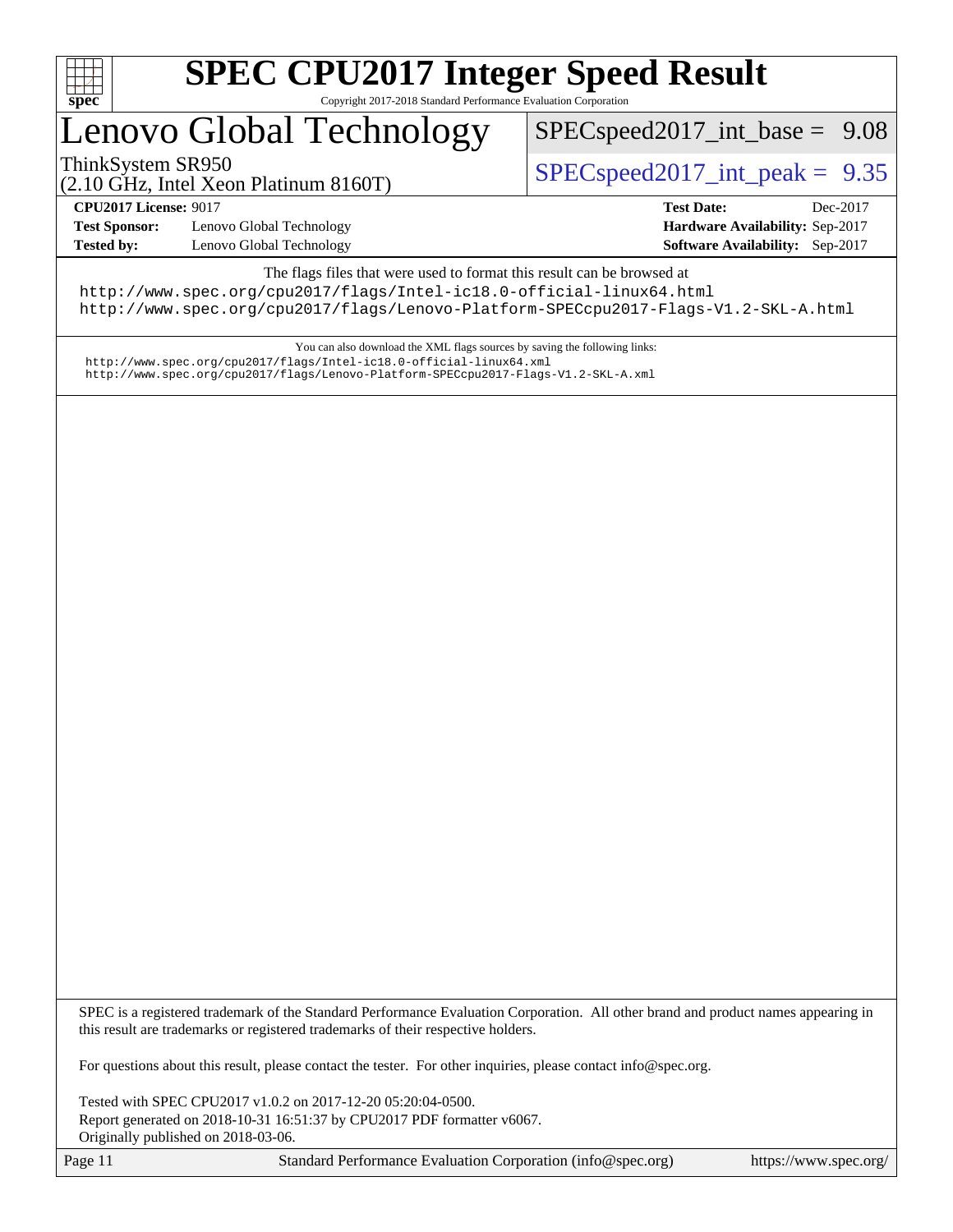The flags files that were used to format this result can be browsed at

http://www.spec.org/cpu2017/flags/Intel-ic18.0-official-linux64.html
http://www.spec.org/cpu2017/flags/Lenovo-Platform-SPECcpu2017-Flags-V1.2-SKL-A.html

You can also download the XML flags sources by saving the following links:

http://www.spec.org/cpu2017/flags/Intel-ic18.0-official-linux64.xml
http://www.spec.org/cpu2017/flags/Lenovo-Platform-SPECcpu2017-Flags-V1.2-SKL-A.xml

SPEC is a registered trademark of the Standard Performance Evaluation Corporation. All other brand and product names appearing in this result are trademarks or registered trademarks of their respective holders.

For questions about this result, please contact the tester. For other inquiries, please contact info@spec.org.

Tested with SPEC CPU2017 v1.0.2 on 2017-12-20 05:20:04-0500.
Report generated on 2018-10-31 16:51:37 by CPU2017 PDF formatter v6067.
Originally published on 2018-03-06.